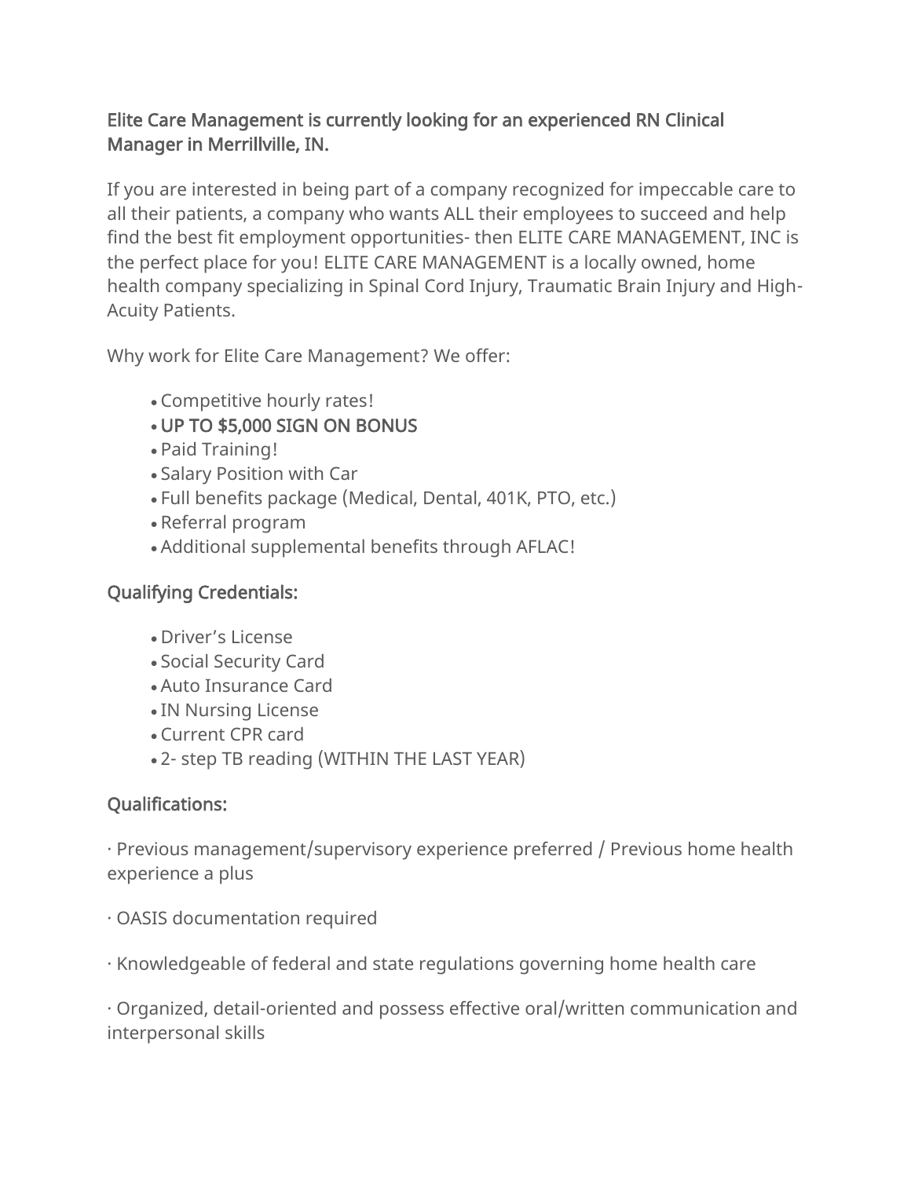**Elite Care Management is currently looking for an experienced RN Clinical Manager in Merrillville, IN.**

If you are interested in being part of a company recognized for impeccable care to all their patients, a company who wants ALL their employees to succeed and help find the best fit employment opportunities- then ELITE CARE MANAGEMENT, INC is the perfect place for you! ELITE CARE MANAGEMENT is a locally owned, home health company specializing in Spinal Cord Injury, Traumatic Brain Injury and High-Acuity Patients.

Why work for Elite Care Management? We offer:

- Competitive hourly rates!
- **UP TO $5,000 SIGN ON BONUS**
- Paid Training!
- Salary Position with Car
- Full benefits package (Medical, Dental, 401K, PTO, etc.)
- Referral program
- Additional supplemental benefits through AFLAC!

**Qualifying Credentials:**

- Driver's License
- Social Security Card
- Auto Insurance Card
- IN Nursing License
- Current CPR card
- 2- step TB reading (WITHIN THE LAST YEAR)

**Qualifications:**

· Previous management/supervisory experience preferred / Previous home health experience a plus

· OASIS documentation required

· Knowledgeable of federal and state regulations governing home health care

· Organized, detail-oriented and possess effective oral/written communication and interpersonal skills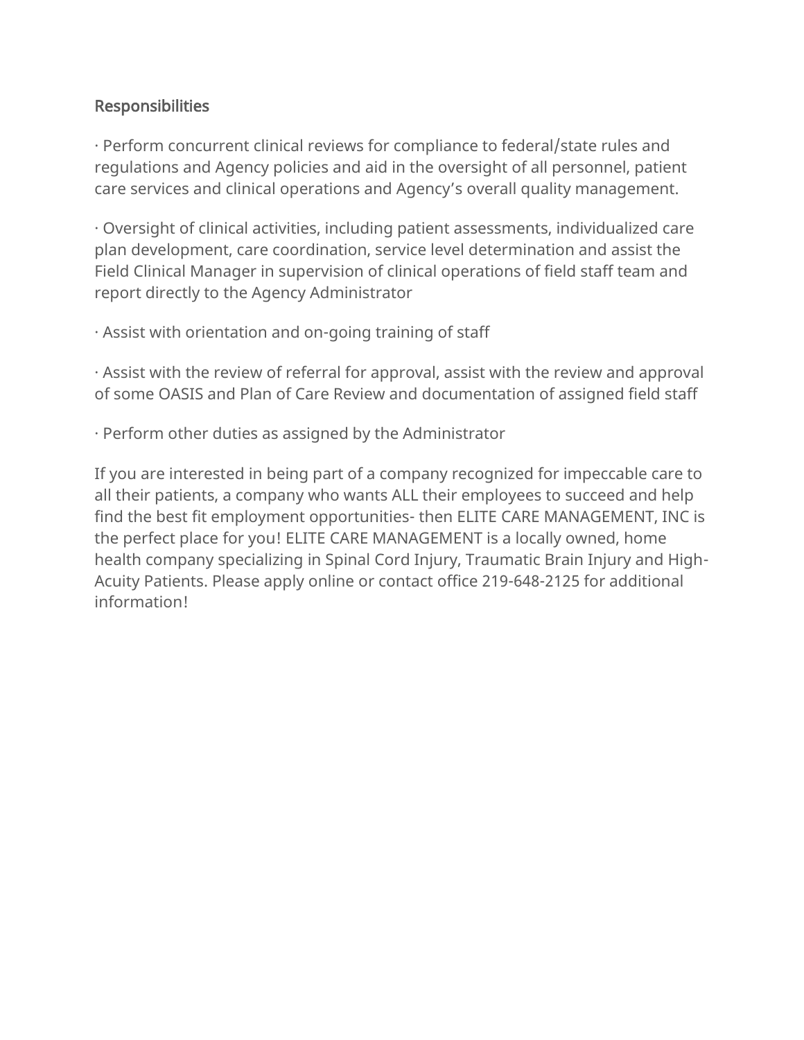## Responsibilities

· Perform concurrent clinical reviews for compliance to federal/state rules and regulations and Agency policies and aid in the oversight of all personnel, patient care services and clinical operations and Agency's overall quality management.

· Oversight of clinical activities, including patient assessments, individualized care plan development, care coordination, service level determination and assist the Field Clinical Manager in supervision of clinical operations of field staff team and report directly to the Agency Administrator

· Assist with orientation and on-going training of staff

· Assist with the review of referral for approval, assist with the review and approval of some OASIS and Plan of Care Review and documentation of assigned field staff

· Perform other duties as assigned by the Administrator

If you are interested in being part of a company recognized for impeccable care to all their patients, a company who wants ALL their employees to succeed and help find the best fit employment opportunities- then ELITE CARE MANAGEMENT, INC is the perfect place for you! ELITE CARE MANAGEMENT is a locally owned, home health company specializing in Spinal Cord Injury, Traumatic Brain Injury and High-Acuity Patients. Please apply online or contact office 219-648-2125 for additional information!